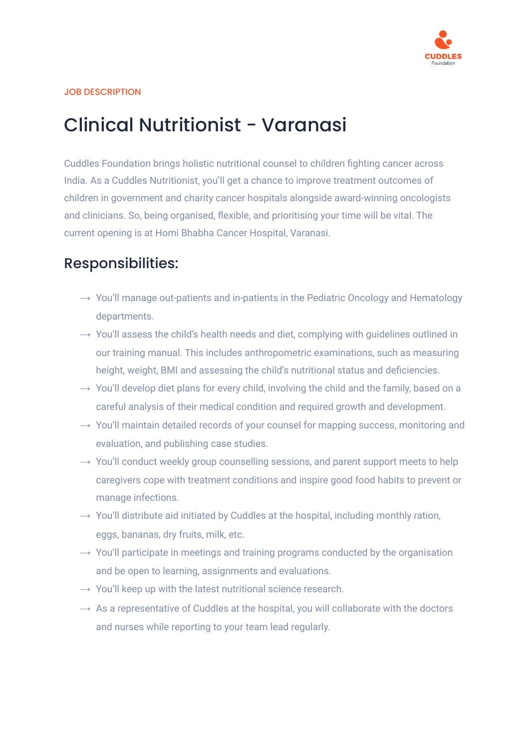JOB DESCRIPTION

# Clinical Nutritionist - Varanasi

Cuddles Foundation brings holistic nutritional counsel to children fighting cancer across India. As a Cuddles Nutritionist, you'll get a chance to improve treatment outcomes of children in government and charity cancer hospitals alongside award-winning oncologists and clinicians. So, being organised, flexible, and prioritising your time will be vital. The current opening is at Homi Bhabha Cancer Hospital, Varanasi.

## Responsibilities:

- You'll manage out-patients and in-patients in the Pediatric Oncology and Hematology departments.
- You'll assess the child's health needs and diet, complying with guidelines outlined in our training manual. This includes anthropometric examinations, such as measuring height, weight, BMI and assessing the child's nutritional status and deficiencies.
- You'll develop diet plans for every child, involving the child and the family, based on a careful analysis of their medical condition and required growth and development.
- You'll maintain detailed records of your counsel for mapping success, monitoring and evaluation, and publishing case studies.
- You'll conduct weekly group counselling sessions, and parent support meets to help caregivers cope with treatment conditions and inspire good food habits to prevent or manage infections.
- You'll distribute aid initiated by Cuddles at the hospital, including monthly ration, eggs, bananas, dry fruits, milk, etc.
- You'll participate in meetings and training programs conducted by the organisation and be open to learning, assignments and evaluations.
- You'll keep up with the latest nutritional science research.
- As a representative of Cuddles at the hospital, you will collaborate with the doctors and nurses while reporting to your team lead regularly.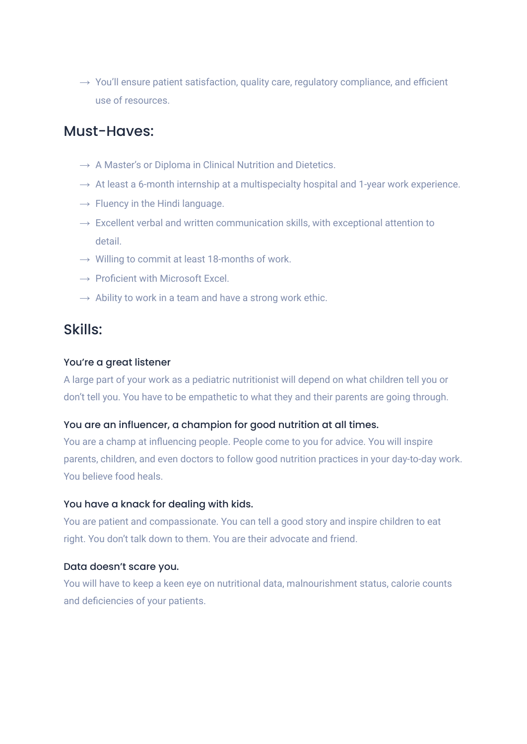- → You'll ensure patient satisfaction, quality care, regulatory compliance, and efficient use of resources.

## Must-Haves:

- → A Master's or Diploma in Clinical Nutrition and Dietetics.
- → At least a 6-month internship at a multispecialty hospital and 1-year work experience.
- → Fluency in the Hindi language.
- → Excellent verbal and written communication skills, with exceptional attention to detail.
- → Willing to commit at least 18-months of work.
- → Proficient with Microsoft Excel.
- → Ability to work in a team and have a strong work ethic.

## Skills:

### You're a great listener

A large part of your work as a pediatric nutritionist will depend on what children tell you or don't tell you. You have to be empathetic to what they and their parents are going through.

### You are an influencer, a champion for good nutrition at all times.

You are a champ at influencing people. People come to you for advice. You will inspire parents, children, and even doctors to follow good nutrition practices in your day-to-day work. You believe food heals.

### You have a knack for dealing with kids.

You are patient and compassionate. You can tell a good story and inspire children to eat right. You don't talk down to them. You are their advocate and friend.

### Data doesn't scare you.

You will have to keep a keen eye on nutritional data, malnourishment status, calorie counts and deficiencies of your patients.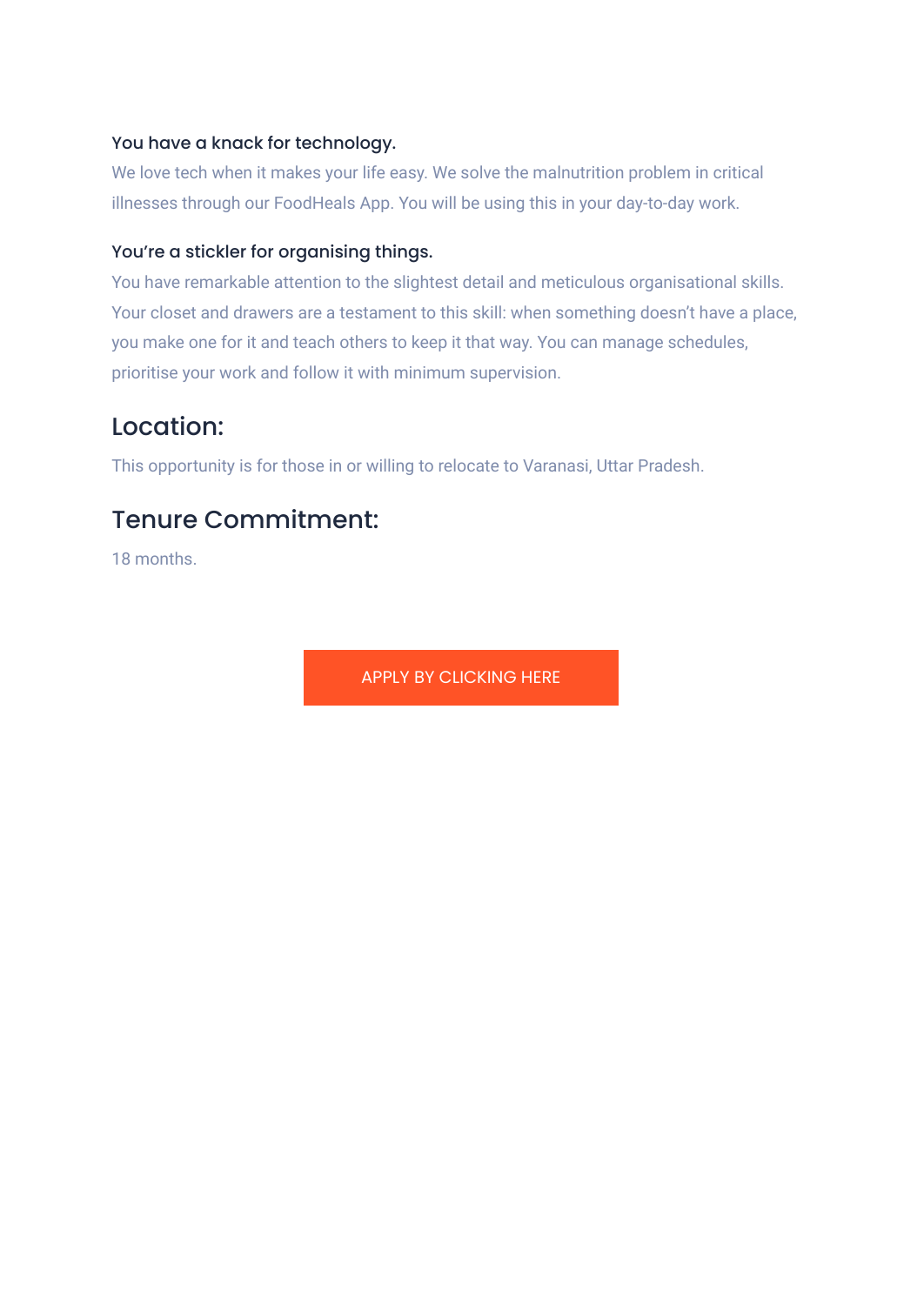### You have a knack for technology.

We love tech when it makes your life easy. We solve the malnutrition problem in critical illnesses through our FoodHeals App. You will be using this in your day-to-day work.

### You're a stickler for organising things.

You have remarkable attention to the slightest detail and meticulous organisational skills. Your closet and drawers are a testament to this skill: when something doesn't have a place, you make one for it and teach others to keep it that way. You can manage schedules, prioritise your work and follow it with minimum supervision.

## Location:

This opportunity is for those in or willing to relocate to Varanasi, Uttar Pradesh.

## Tenure Commitment:

18 months.

APPLY BY CLICKING HERE